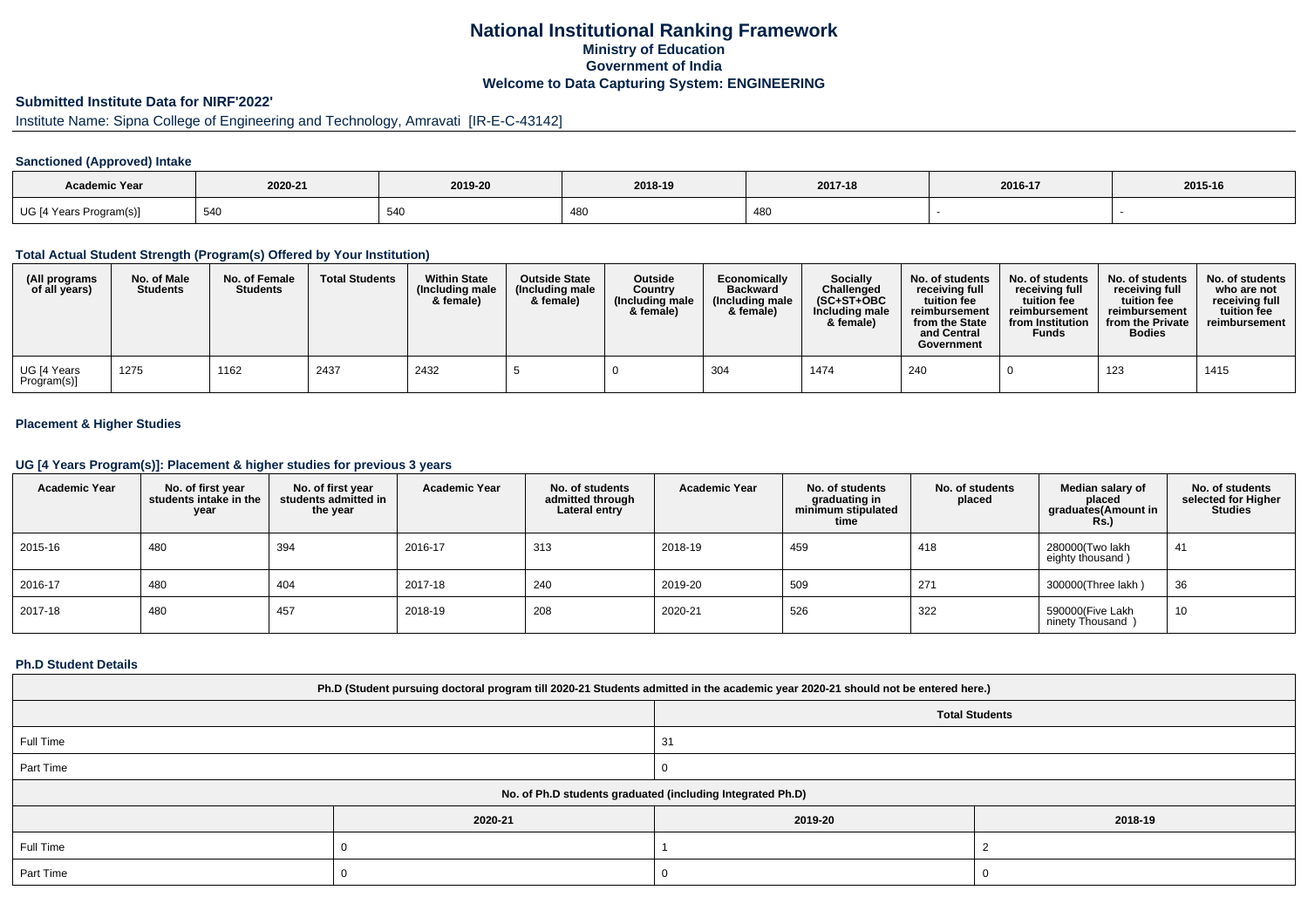# National Institutional Ranking Framework

## Ministry of Education

## Government of India

## Welcome to Data Capturing System: ENGINEERING

### Submitted Institute Data for NIRF'2022'

Institute Name: Sipna College of Engineering and Technology, Amravati [IR-E-C-43142]

#### Sanctioned (Approved) Intake

| Academic Year | 2020-21 | 2019-20 | 2018-19 | 2017-18 | 2016-17 | 2015-16 |
|---|---|---|---|---|---|---|
| UG [4 Years Program(s)] | 540 | 540 | 480 | 480 | - | - |

#### Total Actual Student Strength (Program(s) Offered by Your Institution)

| (All programs of all years) | No. of Male Students | No. of Female Students | Total Students | Within State (Including male & female) | Outside State (Including male & female) | Outside Country (Including male & female) | Economically Backward (Including male & female) | Socially Challenged (SC+ST+OBC Including male & female) | No. of students receiving full tuition fee reimbursement from the State and Central Government | No. of students receiving full tuition fee reimbursement from Institution Funds | No. of students receiving full tuition fee reimbursement from the Private Bodies | No. of students who are not receiving full tuition fee reimbursement |
|---|---|---|---|---|---|---|---|---|---|---|---|---|
| UG [4 Years Program(s)] | 1275 | 1162 | 2437 | 2432 | 5 | 0 | 304 | 1474 | 240 | 0 | 123 | 1415 |

#### Placement & Higher Studies

#### UG [4 Years Program(s)]: Placement & higher studies for previous 3 years

| Academic Year | No. of first year students intake in the year | No. of first year students admitted in the year | Academic Year | No. of students admitted through Lateral entry | Academic Year | No. of students graduating in minimum stipulated time | No. of students placed | Median salary of placed graduates(Amount in Rs.) | No. of students selected for Higher Studies |
|---|---|---|---|---|---|---|---|---|---|
| 2015-16 | 480 | 394 | 2016-17 | 313 | 2018-19 | 459 | 418 | 280000(Two lakh eighty thousand ) | 41 |
| 2016-17 | 480 | 404 | 2017-18 | 240 | 2019-20 | 509 | 271 | 300000(Three lakh ) | 36 |
| 2017-18 | 480 | 457 | 2018-19 | 208 | 2020-21 | 526 | 322 | 590000(Five Lakh ninety Thousand ) | 10 |

#### Ph.D Student Details

| Ph.D (Student pursuing doctoral program till 2020-21 Students admitted in the academic year 2020-21 should not be entered here.) | |
|---|---|
| | Total Students |
| Full Time | 31 |
| Part Time | 0 |

| No. of Ph.D students graduated (including Integrated Ph.D) | | | |
|---|---|---|---|
| | 2020-21 | 2019-20 | 2018-19 |
| Full Time | 0 | 1 | 2 |
| Part Time | 0 | 0 | 0 |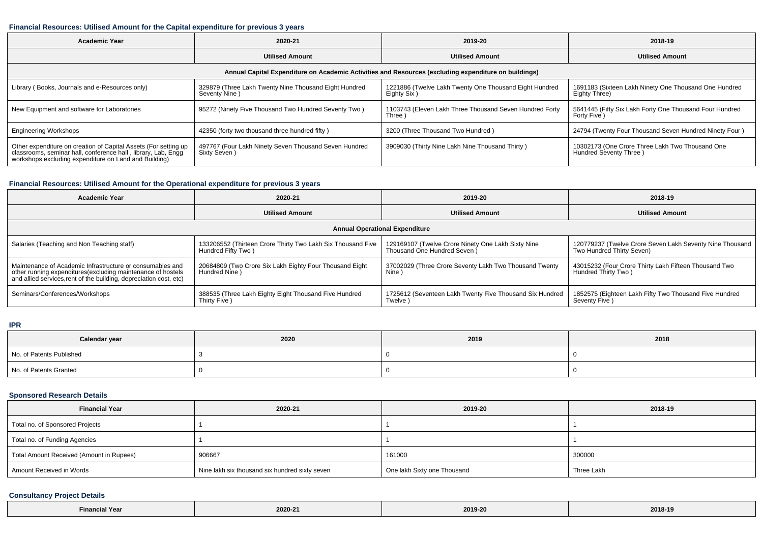#### Financial Resources: Utilised Amount for the Capital expenditure for previous 3 years

| Academic Year | 2020-21 | 2019-20 | 2018-19 |
|---|---|---|---|
| | **Utilised Amount** | **Utilised Amount** | **Utilised Amount** |
| **Annual Capital Expenditure on Academic Activities and Resources (excluding expenditure on buildings)** | | | |
| Library ( Books, Journals and e-Resources only) | 329879 (Three Lakh Twenty Nine Thousand Eight Hundred Seventy Nine ) | 1221886 (Twelve Lakh Twenty One Thousand Eight Hundred Eighty Six ) | 1691183 (Sixteen Lakh Ninety One Thousand One Hundred Eighty Three) |
| New Equipment and software for Laboratories | 95272 (Ninety Five Thousand Two Hundred Seventy Two ) | 1103743 (Eleven Lakh Three Thousand Seven Hundred Forty Three ) | 5641445 (Fifty Six Lakh Forty One Thousand Four Hundred Forty Five ) |
| Engineering Workshops | 42350 (forty two thousand three hundred fifty ) | 3200 (Three Thousand Two Hundred ) | 24794 (Twenty Four Thousand Seven Hundred Ninety Four ) |
| Other expenditure on creation of Capital Assets (For setting up classrooms, seminar hall, conference hall , library, Lab, Engg workshops excluding expenditure on Land and Building) | 497767 (Four Lakh Ninety Seven Thousand Seven Hundred Sixty Seven ) | 3909030 (Thirty Nine Lakh Nine Thousand Thirty ) | 10302173 (One Crore Three Lakh Two Thousand One Hundred Seventy Three ) |

#### Financial Resources: Utilised Amount for the Operational expenditure for previous 3 years

| Academic Year | 2020-21 | 2019-20 | 2018-19 |
|---|---|---|---|
| | **Utilised Amount** | **Utilised Amount** | **Utilised Amount** |
| **Annual Operational Expenditure** | | | |
| Salaries (Teaching and Non Teaching staff) | 133206552 (Thirteen Crore Thirty Two Lakh Six Thousand Five Hundred Fifty Two ) | 129169107 (Twelve Crore Ninety One Lakh Sixty Nine Thousand One Hundred Seven ) | 120779237 (Twelve Crore Seven Lakh Seventy Nine Thousand Two Hundred Thirty Seven) |
| Maintenance of Academic Infrastructure or consumables and other running expenditures(excluding maintenance of hostels and allied services,rent of the building, depreciation cost, etc) | 20684809 (Two Crore Six Lakh Eighty Four Thousand Eight Hundred Nine ) | 37002029 (Three Crore Seventy Lakh Two Thousand Twenty Nine ) | 43015232 (Four Crore Thirty Lakh Fifteen Thousand Two Hundred Thirty Two ) |
| Seminars/Conferences/Workshops | 388535 (Three Lakh Eighty Eight Thousand Five Hundred Thirty Five ) | 1725612 (Seventeen Lakh Twenty Five Thousand Six Hundred Twelve ) | 1852575 (Eighteen Lakh Fifty Two Thousand Five Hundred Seventy Five ) |

#### IPR

| Calendar year | 2020 | 2019 | 2018 |
|---|---|---|---|
| No. of Patents Published | 3 | 0 | 0 |
| No. of Patents Granted | 0 | 0 | 0 |

#### Sponsored Research Details

| Financial Year | 2020-21 | 2019-20 | 2018-19 |
|---|---|---|---|
| Total no. of Sponsored Projects | 1 | 1 | 1 |
| Total no. of Funding Agencies | 1 | 1 | 1 |
| Total Amount Received (Amount in Rupees) | 906667 | 161000 | 300000 |
| Amount Received in Words | Nine lakh six thousand six hundred sixty seven | One lakh Sixty one Thousand | Three Lakh |

#### Consultancy Project Details

| Financial Year | 2020-21 | 2019-20 | 2018-19 |
|---|---|---|---|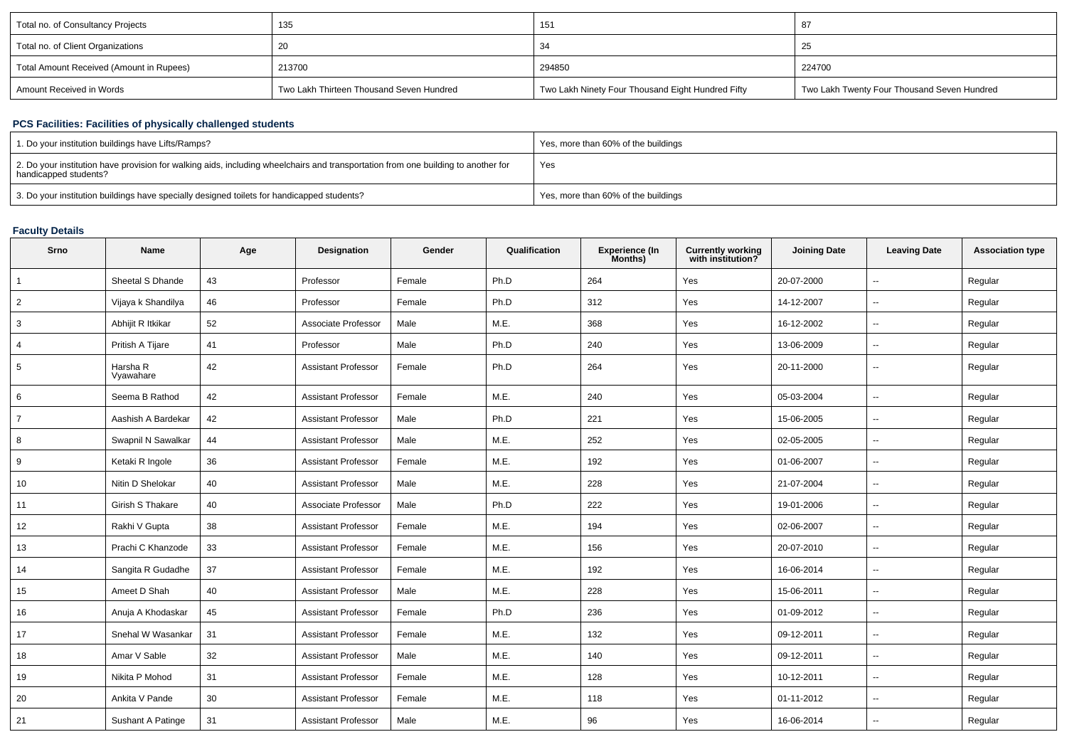| Total no. of Consultancy Projects | 135 | 151 | 87 |
|---|---|---|---|
| Total no. of Client Organizations | 20 | 34 | 25 |
| Total Amount Received (Amount in Rupees) | 213700 | 294850 | 224700 |
| Amount Received in Words | Two Lakh Thirteen Thousand Seven Hundred | Two Lakh Ninety Four Thousand Eight Hundred Fifty | Two Lakh Twenty Four Thousand Seven Hundred |

## PCS Facilities: Facilities of physically challenged students

| 1. Do your institution buildings have Lifts/Ramps? | Yes, more than 60% of the buildings |
|---|---|
| 2. Do your institution have provision for walking aids, including wheelchairs and transportation from one building to another for handicapped students? | Yes |
| 3. Do your institution buildings have specially designed toilets for handicapped students? | Yes, more than 60% of the buildings |

## Faculty Details

| Srno | Name | Age | Designation | Gender | Qualification | Experience (In Months) | Currently working with institution? | Joining Date | Leaving Date | Association type |
|---|---|---|---|---|---|---|---|---|---|---|
| 1 | Sheetal S Dhande | 43 | Professor | Female | Ph.D | 264 | Yes | 20-07-2000 | -- | Regular |
| 2 | Vijaya k Shandilya | 46 | Professor | Female | Ph.D | 312 | Yes | 14-12-2007 | -- | Regular |
| 3 | Abhijit R Itkikar | 52 | Associate Professor | Male | M.E. | 368 | Yes | 16-12-2002 | -- | Regular |
| 4 | Pritish A Tijare | 41 | Professor | Male | Ph.D | 240 | Yes | 13-06-2009 | -- | Regular |
| 5 | Harsha R Vyawahare | 42 | Assistant Professor | Female | Ph.D | 264 | Yes | 20-11-2000 | -- | Regular |
| 6 | Seema B Rathod | 42 | Assistant Professor | Female | M.E. | 240 | Yes | 05-03-2004 | -- | Regular |
| 7 | Aashish A Bardekar | 42 | Assistant Professor | Male | Ph.D | 221 | Yes | 15-06-2005 | -- | Regular |
| 8 | Swapnil N Sawalkar | 44 | Assistant Professor | Male | M.E. | 252 | Yes | 02-05-2005 | -- | Regular |
| 9 | Ketaki R Ingole | 36 | Assistant Professor | Female | M.E. | 192 | Yes | 01-06-2007 | -- | Regular |
| 10 | Nitin D Shelokar | 40 | Assistant Professor | Male | M.E. | 228 | Yes | 21-07-2004 | -- | Regular |
| 11 | Girish S Thakare | 40 | Associate Professor | Male | Ph.D | 222 | Yes | 19-01-2006 | -- | Regular |
| 12 | Rakhi V Gupta | 38 | Assistant Professor | Female | M.E. | 194 | Yes | 02-06-2007 | -- | Regular |
| 13 | Prachi C Khanzode | 33 | Assistant Professor | Female | M.E. | 156 | Yes | 20-07-2010 | -- | Regular |
| 14 | Sangita R Gudadhe | 37 | Assistant Professor | Female | M.E. | 192 | Yes | 16-06-2014 | -- | Regular |
| 15 | Ameet D Shah | 40 | Assistant Professor | Male | M.E. | 228 | Yes | 15-06-2011 | -- | Regular |
| 16 | Anuja A Khodaskar | 45 | Assistant Professor | Female | Ph.D | 236 | Yes | 01-09-2012 | -- | Regular |
| 17 | Snehal W Wasankar | 31 | Assistant Professor | Female | M.E. | 132 | Yes | 09-12-2011 | -- | Regular |
| 18 | Amar V Sable | 32 | Assistant Professor | Male | M.E. | 140 | Yes | 09-12-2011 | -- | Regular |
| 19 | Nikita P Mohod | 31 | Assistant Professor | Female | M.E. | 128 | Yes | 10-12-2011 | -- | Regular |
| 20 | Ankita V Pande | 30 | Assistant Professor | Female | M.E. | 118 | Yes | 01-11-2012 | -- | Regular |
| 21 | Sushant A Patinge | 31 | Assistant Professor | Male | M.E. | 96 | Yes | 16-06-2014 | -- | Regular |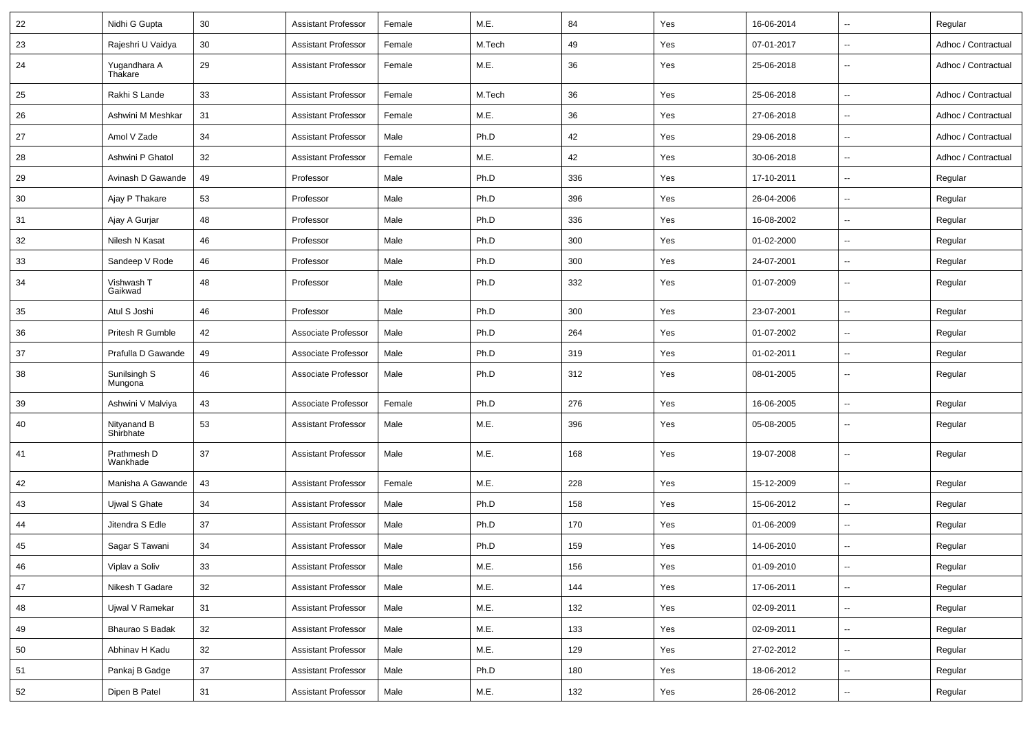| 22 | Nidhi G Gupta | 30 | Assistant Professor | Female | M.E. | 84 | Yes | 16-06-2014 | -- | Regular |
|---|---|---|---|---|---|---|---|---|---|---|
| 23 | Rajeshri U Vaidya | 30 | Assistant Professor | Female | M.Tech | 49 | Yes | 07-01-2017 | -- | Adhoc / Contractual |
| 24 | Yugandhara A Thakare | 29 | Assistant Professor | Female | M.E. | 36 | Yes | 25-06-2018 | -- | Adhoc / Contractual |
| 25 | Rakhi S Lande | 33 | Assistant Professor | Female | M.Tech | 36 | Yes | 25-06-2018 | -- | Adhoc / Contractual |
| 26 | Ashwini M Meshkar | 31 | Assistant Professor | Female | M.E. | 36 | Yes | 27-06-2018 | -- | Adhoc / Contractual |
| 27 | Amol V Zade | 34 | Assistant Professor | Male | Ph.D | 42 | Yes | 29-06-2018 | -- | Adhoc / Contractual |
| 28 | Ashwini P Ghatol | 32 | Assistant Professor | Female | M.E. | 42 | Yes | 30-06-2018 | -- | Adhoc / Contractual |
| 29 | Avinash D Gawande | 49 | Professor | Male | Ph.D | 336 | Yes | 17-10-2011 | -- | Regular |
| 30 | Ajay P Thakare | 53 | Professor | Male | Ph.D | 396 | Yes | 26-04-2006 | -- | Regular |
| 31 | Ajay A Gurjar | 48 | Professor | Male | Ph.D | 336 | Yes | 16-08-2002 | -- | Regular |
| 32 | Nilesh N Kasat | 46 | Professor | Male | Ph.D | 300 | Yes | 01-02-2000 | -- | Regular |
| 33 | Sandeep V Rode | 46 | Professor | Male | Ph.D | 300 | Yes | 24-07-2001 | -- | Regular |
| 34 | Vishwash T Gaikwad | 48 | Professor | Male | Ph.D | 332 | Yes | 01-07-2009 | -- | Regular |
| 35 | Atul S Joshi | 46 | Professor | Male | Ph.D | 300 | Yes | 23-07-2001 | -- | Regular |
| 36 | Pritesh R Gumble | 42 | Associate Professor | Male | Ph.D | 264 | Yes | 01-07-2002 | -- | Regular |
| 37 | Prafulla D Gawande | 49 | Associate Professor | Male | Ph.D | 319 | Yes | 01-02-2011 | -- | Regular |
| 38 | Sunilsingh S Mungona | 46 | Associate Professor | Male | Ph.D | 312 | Yes | 08-01-2005 | -- | Regular |
| 39 | Ashwini V Malviya | 43 | Associate Professor | Female | Ph.D | 276 | Yes | 16-06-2005 | -- | Regular |
| 40 | Nityanand B Shirbhate | 53 | Assistant Professor | Male | M.E. | 396 | Yes | 05-08-2005 | -- | Regular |
| 41 | Prathmesh D Wankhade | 37 | Assistant Professor | Male | M.E. | 168 | Yes | 19-07-2008 | -- | Regular |
| 42 | Manisha A Gawande | 43 | Assistant Professor | Female | M.E. | 228 | Yes | 15-12-2009 | -- | Regular |
| 43 | Ujwal S Ghate | 34 | Assistant Professor | Male | Ph.D | 158 | Yes | 15-06-2012 | -- | Regular |
| 44 | Jitendra S Edle | 37 | Assistant Professor | Male | Ph.D | 170 | Yes | 01-06-2009 | -- | Regular |
| 45 | Sagar S Tawani | 34 | Assistant Professor | Male | Ph.D | 159 | Yes | 14-06-2010 | -- | Regular |
| 46 | Viplav a Soliv | 33 | Assistant Professor | Male | M.E. | 156 | Yes | 01-09-2010 | -- | Regular |
| 47 | Nikesh T Gadare | 32 | Assistant Professor | Male | M.E. | 144 | Yes | 17-06-2011 | -- | Regular |
| 48 | Ujwal V Ramekar | 31 | Assistant Professor | Male | M.E. | 132 | Yes | 02-09-2011 | -- | Regular |
| 49 | Bhaurao S Badak | 32 | Assistant Professor | Male | M.E. | 133 | Yes | 02-09-2011 | -- | Regular |
| 50 | Abhinav H Kadu | 32 | Assistant Professor | Male | M.E. | 129 | Yes | 27-02-2012 | -- | Regular |
| 51 | Pankaj B Gadge | 37 | Assistant Professor | Male | Ph.D | 180 | Yes | 18-06-2012 | -- | Regular |
| 52 | Dipen B Patel | 31 | Assistant Professor | Male | M.E. | 132 | Yes | 26-06-2012 | -- | Regular |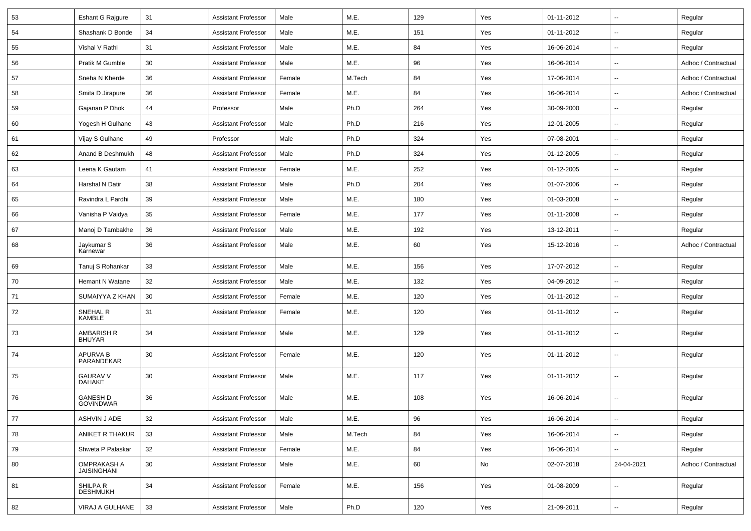| 53 | Eshant G Rajgure | 31 | Assistant Professor | Male | M.E. | 129 | Yes | 01-11-2012 | -- | Regular |
|---|---|---|---|---|---|---|---|---|---|---|
| 54 | Shashank D Bonde | 34 | Assistant Professor | Male | M.E. | 151 | Yes | 01-11-2012 | -- | Regular |
| 55 | Vishal V Rathi | 31 | Assistant Professor | Male | M.E. | 84 | Yes | 16-06-2014 | -- | Regular |
| 56 | Pratik M Gumble | 30 | Assistant Professor | Male | M.E. | 96 | Yes | 16-06-2014 | -- | Adhoc / Contractual |
| 57 | Sneha N Kherde | 36 | Assistant Professor | Female | M.Tech | 84 | Yes | 17-06-2014 | -- | Adhoc / Contractual |
| 58 | Smita D Jirapure | 36 | Assistant Professor | Female | M.E. | 84 | Yes | 16-06-2014 | -- | Adhoc / Contractual |
| 59 | Gajanan P Dhok | 44 | Professor | Male | Ph.D | 264 | Yes | 30-09-2000 | -- | Regular |
| 60 | Yogesh H Gulhane | 43 | Assistant Professor | Male | Ph.D | 216 | Yes | 12-01-2005 | -- | Regular |
| 61 | Vijay S Gulhane | 49 | Professor | Male | Ph.D | 324 | Yes | 07-08-2001 | -- | Regular |
| 62 | Anand B Deshmukh | 48 | Assistant Professor | Male | Ph.D | 324 | Yes | 01-12-2005 | -- | Regular |
| 63 | Leena K Gautam | 41 | Assistant Professor | Female | M.E. | 252 | Yes | 01-12-2005 | -- | Regular |
| 64 | Harshal N Datir | 38 | Assistant Professor | Male | Ph.D | 204 | Yes | 01-07-2006 | -- | Regular |
| 65 | Ravindra L Pardhi | 39 | Assistant Professor | Male | M.E. | 180 | Yes | 01-03-2008 | -- | Regular |
| 66 | Vanisha P Vaidya | 35 | Assistant Professor | Female | M.E. | 177 | Yes | 01-11-2008 | -- | Regular |
| 67 | Manoj D Tambakhe | 36 | Assistant Professor | Male | M.E. | 192 | Yes | 13-12-2011 | -- | Regular |
| 68 | Jaykumar S Karnewar | 36 | Assistant Professor | Male | M.E. | 60 | Yes | 15-12-2016 | -- | Adhoc / Contractual |
| 69 | Tanuj S Rohankar | 33 | Assistant Professor | Male | M.E. | 156 | Yes | 17-07-2012 | -- | Regular |
| 70 | Hemant N Watane | 32 | Assistant Professor | Male | M.E. | 132 | Yes | 04-09-2012 | -- | Regular |
| 71 | SUMAIYYA Z KHAN | 30 | Assistant Professor | Female | M.E. | 120 | Yes | 01-11-2012 | -- | Regular |
| 72 | SNEHAL R KAMBLE | 31 | Assistant Professor | Female | M.E. | 120 | Yes | 01-11-2012 | -- | Regular |
| 73 | AMBARISH R BHUYAR | 34 | Assistant Professor | Male | M.E. | 129 | Yes | 01-11-2012 | -- | Regular |
| 74 | APURVA B PARANDEKAR | 30 | Assistant Professor | Female | M.E. | 120 | Yes | 01-11-2012 | -- | Regular |
| 75 | GAURAV V DAHAKE | 30 | Assistant Professor | Male | M.E. | 117 | Yes | 01-11-2012 | -- | Regular |
| 76 | GANESH D GOVINDWAR | 36 | Assistant Professor | Male | M.E. | 108 | Yes | 16-06-2014 | -- | Regular |
| 77 | ASHVIN J ADE | 32 | Assistant Professor | Male | M.E. | 96 | Yes | 16-06-2014 | -- | Regular |
| 78 | ANIKET R THAKUR | 33 | Assistant Professor | Male | M.Tech | 84 | Yes | 16-06-2014 | -- | Regular |
| 79 | Shweta P Palaskar | 32 | Assistant Professor | Female | M.E. | 84 | Yes | 16-06-2014 | -- | Regular |
| 80 | OMPRAKASH A JAISINGHANI | 30 | Assistant Professor | Male | M.E. | 60 | No | 02-07-2018 | 24-04-2021 | Adhoc / Contractual |
| 81 | SHILPA R DESHMUKH | 34 | Assistant Professor | Female | M.E. | 156 | Yes | 01-08-2009 | -- | Regular |
| 82 | VIRAJ A GULHANE | 33 | Assistant Professor | Male | Ph.D | 120 | Yes | 21-09-2011 | -- | Regular |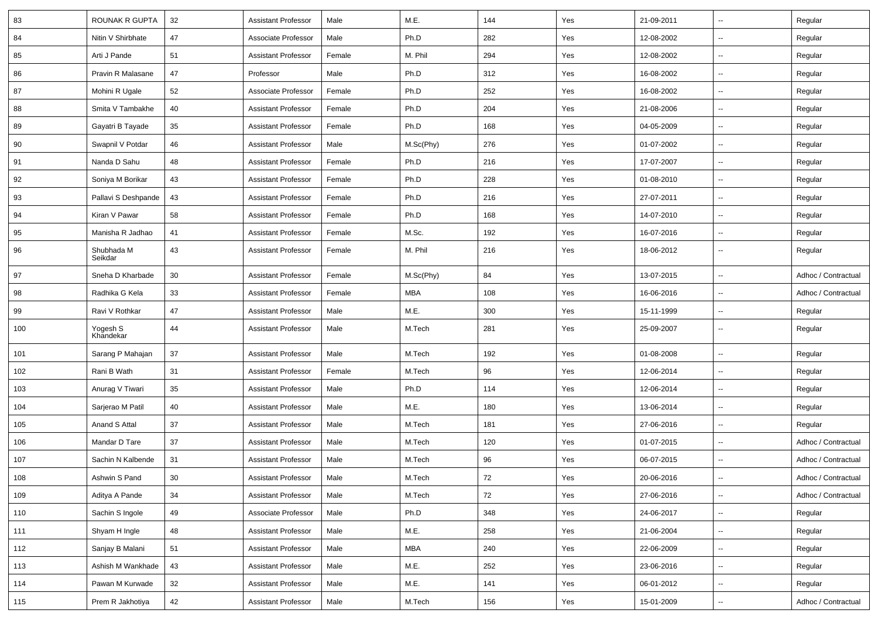| 83 | ROUNAK R GUPTA | 32 | Assistant Professor | Male | M.E. | 144 | Yes | 21-09-2011 | -- | Regular |
|---|---|---|---|---|---|---|---|---|---|---|
| 84 | Nitin V Shirbhate | 47 | Associate Professor | Male | Ph.D | 282 | Yes | 12-08-2002 | -- | Regular |
| 85 | Arti J Pande | 51 | Assistant Professor | Female | M. Phil | 294 | Yes | 12-08-2002 | -- | Regular |
| 86 | Pravin R Malasane | 47 | Professor | Male | Ph.D | 312 | Yes | 16-08-2002 | -- | Regular |
| 87 | Mohini R Ugale | 52 | Associate Professor | Female | Ph.D | 252 | Yes | 16-08-2002 | -- | Regular |
| 88 | Smita V Tambakhe | 40 | Assistant Professor | Female | Ph.D | 204 | Yes | 21-08-2006 | -- | Regular |
| 89 | Gayatri B Tayade | 35 | Assistant Professor | Female | Ph.D | 168 | Yes | 04-05-2009 | -- | Regular |
| 90 | Swapnil V Potdar | 46 | Assistant Professor | Male | M.Sc(Phy) | 276 | Yes | 01-07-2002 | -- | Regular |
| 91 | Nanda D Sahu | 48 | Assistant Professor | Female | Ph.D | 216 | Yes | 17-07-2007 | -- | Regular |
| 92 | Soniya M Borikar | 43 | Assistant Professor | Female | Ph.D | 228 | Yes | 01-08-2010 | -- | Regular |
| 93 | Pallavi S Deshpande | 43 | Assistant Professor | Female | Ph.D | 216 | Yes | 27-07-2011 | -- | Regular |
| 94 | Kiran V Pawar | 58 | Assistant Professor | Female | Ph.D | 168 | Yes | 14-07-2010 | -- | Regular |
| 95 | Manisha R Jadhao | 41 | Assistant Professor | Female | M.Sc. | 192 | Yes | 16-07-2016 | -- | Regular |
| 96 | Shubhada M Seikdar | 43 | Assistant Professor | Female | M. Phil | 216 | Yes | 18-06-2012 | -- | Regular |
| 97 | Sneha D Kharbade | 30 | Assistant Professor | Female | M.Sc(Phy) | 84 | Yes | 13-07-2015 | -- | Adhoc / Contractual |
| 98 | Radhika G Kela | 33 | Assistant Professor | Female | MBA | 108 | Yes | 16-06-2016 | -- | Adhoc / Contractual |
| 99 | Ravi V Rothkar | 47 | Assistant Professor | Male | M.E. | 300 | Yes | 15-11-1999 | -- | Regular |
| 100 | Yogesh S Khandekar | 44 | Assistant Professor | Male | M.Tech | 281 | Yes | 25-09-2007 | -- | Regular |
| 101 | Sarang P Mahajan | 37 | Assistant Professor | Male | M.Tech | 192 | Yes | 01-08-2008 | -- | Regular |
| 102 | Rani B Wath | 31 | Assistant Professor | Female | M.Tech | 96 | Yes | 12-06-2014 | -- | Regular |
| 103 | Anurag V Tiwari | 35 | Assistant Professor | Male | Ph.D | 114 | Yes | 12-06-2014 | -- | Regular |
| 104 | Sarjerao M Patil | 40 | Assistant Professor | Male | M.E. | 180 | Yes | 13-06-2014 | -- | Regular |
| 105 | Anand S Attal | 37 | Assistant Professor | Male | M.Tech | 181 | Yes | 27-06-2016 | -- | Regular |
| 106 | Mandar D Tare | 37 | Assistant Professor | Male | M.Tech | 120 | Yes | 01-07-2015 | -- | Adhoc / Contractual |
| 107 | Sachin N Kalbende | 31 | Assistant Professor | Male | M.Tech | 96 | Yes | 06-07-2015 | -- | Adhoc / Contractual |
| 108 | Ashwin S Pand | 30 | Assistant Professor | Male | M.Tech | 72 | Yes | 20-06-2016 | -- | Adhoc / Contractual |
| 109 | Aditya A Pande | 34 | Assistant Professor | Male | M.Tech | 72 | Yes | 27-06-2016 | -- | Adhoc / Contractual |
| 110 | Sachin S Ingole | 49 | Associate Professor | Male | Ph.D | 348 | Yes | 24-06-2017 | -- | Regular |
| 111 | Shyam H Ingle | 48 | Assistant Professor | Male | M.E. | 258 | Yes | 21-06-2004 | -- | Regular |
| 112 | Sanjay B Malani | 51 | Assistant Professor | Male | MBA | 240 | Yes | 22-06-2009 | -- | Regular |
| 113 | Ashish M Wankhade | 43 | Assistant Professor | Male | M.E. | 252 | Yes | 23-06-2016 | -- | Regular |
| 114 | Pawan M Kurwade | 32 | Assistant Professor | Male | M.E. | 141 | Yes | 06-01-2012 | -- | Regular |
| 115 | Prem R Jakhotiya | 42 | Assistant Professor | Male | M.Tech | 156 | Yes | 15-01-2009 | -- | Adhoc / Contractual |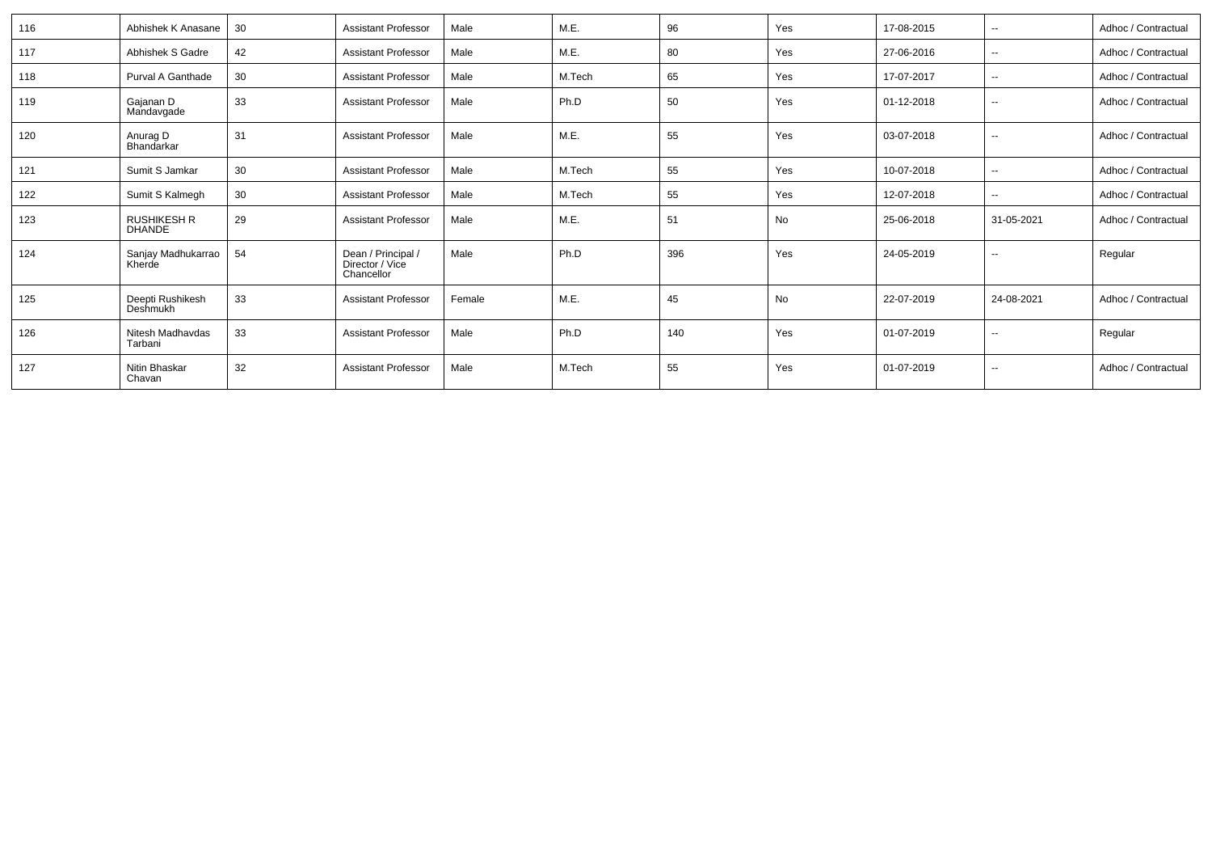| | | | | | | | | | | |
|---|---|---|---|---|---|---|---|---|---|---|
| 116 | Abhishek K Anasane | 30 | Assistant Professor | Male | M.E. | 96 | Yes | 17-08-2015 | -- | Adhoc / Contractual |
| 117 | Abhishek S Gadre | 42 | Assistant Professor | Male | M.E. | 80 | Yes | 27-06-2016 | -- | Adhoc / Contractual |
| 118 | Purval A Ganthade | 30 | Assistant Professor | Male | M.Tech | 65 | Yes | 17-07-2017 | -- | Adhoc / Contractual |
| 119 | Gajanan D Mandavgade | 33 | Assistant Professor | Male | Ph.D | 50 | Yes | 01-12-2018 | -- | Adhoc / Contractual |
| 120 | Anurag D Bhandarkar | 31 | Assistant Professor | Male | M.E. | 55 | Yes | 03-07-2018 | -- | Adhoc / Contractual |
| 121 | Sumit S Jamkar | 30 | Assistant Professor | Male | M.Tech | 55 | Yes | 10-07-2018 | -- | Adhoc / Contractual |
| 122 | Sumit S Kalmegh | 30 | Assistant Professor | Male | M.Tech | 55 | Yes | 12-07-2018 | -- | Adhoc / Contractual |
| 123 | RUSHIKESH R DHANDE | 29 | Assistant Professor | Male | M.E. | 51 | No | 25-06-2018 | 31-05-2021 | Adhoc / Contractual |
| 124 | Sanjay Madhukarrao Kherde | 54 | Dean / Principal / Director / Vice Chancellor | Male | Ph.D | 396 | Yes | 24-05-2019 | -- | Regular |
| 125 | Deepti Rushikesh Deshmukh | 33 | Assistant Professor | Female | M.E. | 45 | No | 22-07-2019 | 24-08-2021 | Adhoc / Contractual |
| 126 | Nitesh Madhavdas Tarbani | 33 | Assistant Professor | Male | Ph.D | 140 | Yes | 01-07-2019 | -- | Regular |
| 127 | Nitin Bhaskar Chavan | 32 | Assistant Professor | Male | M.Tech | 55 | Yes | 01-07-2019 | -- | Adhoc / Contractual |